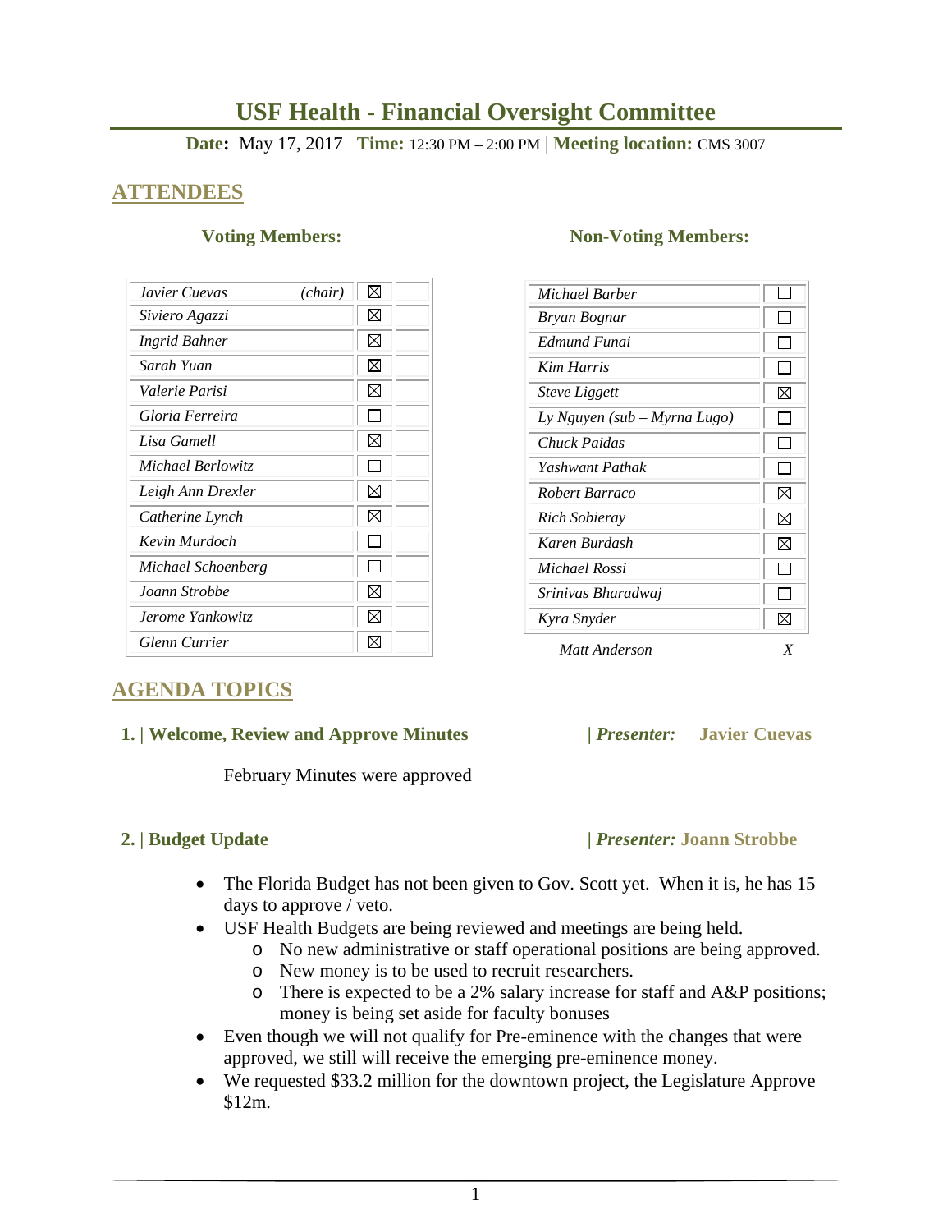# USF Health - Financial Oversight Committee

**Date:** May 17, 2017 **Time:** 12:30 PM – 2:00 PM | **Meeting location:** CMS 3007

## ATTENDEES

### Voting Members:

| Name | Present | |
|---|---|---|
| *Javier Cuevas (chair)* | ☒ | |
| *Siviero Agazzi* | ☒ | |
| *Ingrid Bahner* | ☒ | |
| *Sarah Yuan* | ☒ | |
| *Valerie Parisi* | ☒ | |
| *Gloria Ferreira* | ☐ | |
| *Lisa Gamell* | ☒ | |
| *Michael Berlowitz* | ☐ | |
| *Leigh Ann Drexler* | ☒ | |
| *Catherine Lynch* | ☒ | |
| *Kevin Murdoch* | ☐ | |
| *Michael Schoenberg* | ☐ | |
| *Joann Strobbe* | ☒ | |
| *Jerome Yankowitz* | ☒ | |
| *Glenn Currier* | ☒ | |

### Non-Voting Members:

| Name | Present |
|---|---|
| *Michael Barber* | ☐ |
| *Bryan Bognar* | ☐ |
| *Edmund Funai* | ☐ |
| *Kim Harris* | ☐ |
| *Steve Liggett* | ☒ |
| *Ly Nguyen (sub – Myrna Lugo)* | ☐ |
| *Chuck Paidas* | ☐ |
| *Yashwant Pathak* | ☐ |
| *Robert Barraco* | ☒ |
| *Rich Sobieray* | ☒ |
| *Karen Burdash* | ☒ |
| *Michael Rossi* | ☐ |
| *Srinivas Bharadwaj* | ☐ |
| *Kyra Snyder* | ☒ |
| *Matt Anderson* | *X* |

## AGENDA TOPICS

### 1. | Welcome, Review and Approve Minutes | *Presenter:* Javier Cuevas

February Minutes were approved

### 2. | Budget Update | *Presenter:* Joann Strobbe

- The Florida Budget has not been given to Gov. Scott yet. When it is, he has 15 days to approve / veto.
- USF Health Budgets are being reviewed and meetings are being held.
  - No new administrative or staff operational positions are being approved.
  - New money is to be used to recruit researchers.
  - There is expected to be a 2% salary increase for staff and A&P positions; money is being set aside for faculty bonuses
- Even though we will not qualify for Pre-eminence with the changes that were approved, we still will receive the emerging pre-eminence money.
- We requested $33.2 million for the downtown project, the Legislature Approve $12m.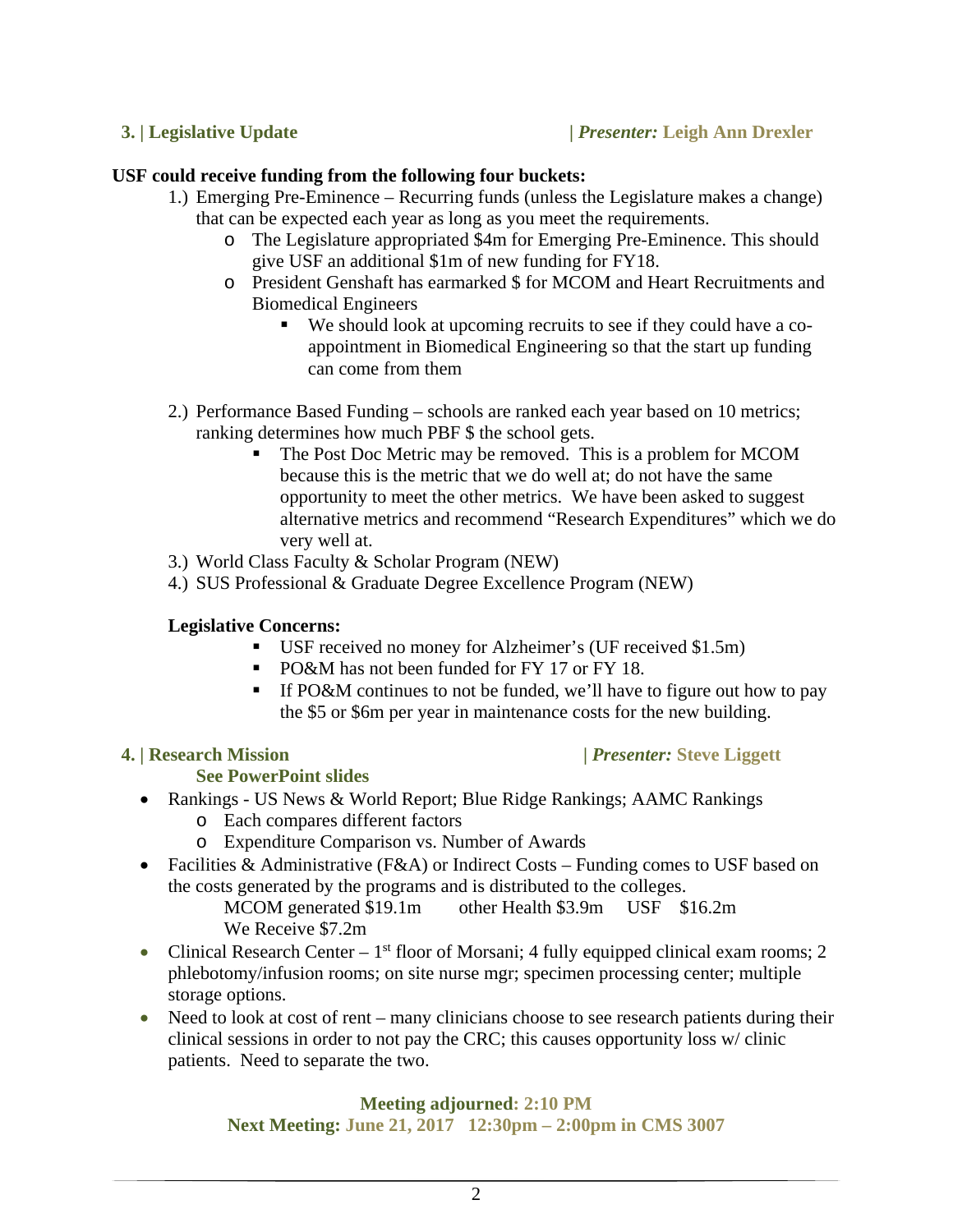### 3. | Legislative Update | *Presenter:* Leigh Ann Drexler

**USF could receive funding from the following four buckets:**

1.) Emerging Pre-Eminence – Recurring funds (unless the Legislature makes a change) that can be expected each year as long as you meet the requirements.
   - The Legislature appropriated $4m for Emerging Pre-Eminence. This should give USF an additional $1m of new funding for FY18.
   - President Genshaft has earmarked $ for MCOM and Heart Recruitments and Biomedical Engineers
     - We should look at upcoming recruits to see if they could have a co-appointment in Biomedical Engineering so that the start up funding can come from them

2.) Performance Based Funding – schools are ranked each year based on 10 metrics; ranking determines how much PBF $ the school gets.
   - The Post Doc Metric may be removed. This is a problem for MCOM because this is the metric that we do well at; do not have the same opportunity to meet the other metrics. We have been asked to suggest alternative metrics and recommend "Research Expenditures" which we do very well at.

3.) World Class Faculty & Scholar Program (NEW)

4.) SUS Professional & Graduate Degree Excellence Program (NEW)

**Legislative Concerns:**

- USF received no money for Alzheimer's (UF received $1.5m)
- PO&M has not been funded for FY 17 or FY 18.
- If PO&M continues to not be funded, we'll have to figure out how to pay the $5 or $6m per year in maintenance costs for the new building.

### 4. | Research Mission | *Presenter:* Steve Liggett

**See PowerPoint slides**

- Rankings - US News & World Report; Blue Ridge Rankings; AAMC Rankings
  - Each compares different factors
  - Expenditure Comparison vs. Number of Awards
- Facilities & Administrative (F&A) or Indirect Costs – Funding comes to USF based on the costs generated by the programs and is distributed to the colleges.
  MCOM generated $19.1m other Health $3.9m USF $16.2m
  We Receive $7.2m
- Clinical Research Center – 1st floor of Morsani; 4 fully equipped clinical exam rooms; 2 phlebotomy/infusion rooms; on site nurse mgr; specimen processing center; multiple storage options.
- Need to look at cost of rent – many clinicians choose to see research patients during their clinical sessions in order to not pay the CRC; this causes opportunity loss w/ clinic patients. Need to separate the two.

**Meeting adjourned: 2:10 PM**

**Next Meeting: June 21, 2017 12:30pm – 2:00pm in CMS 3007**